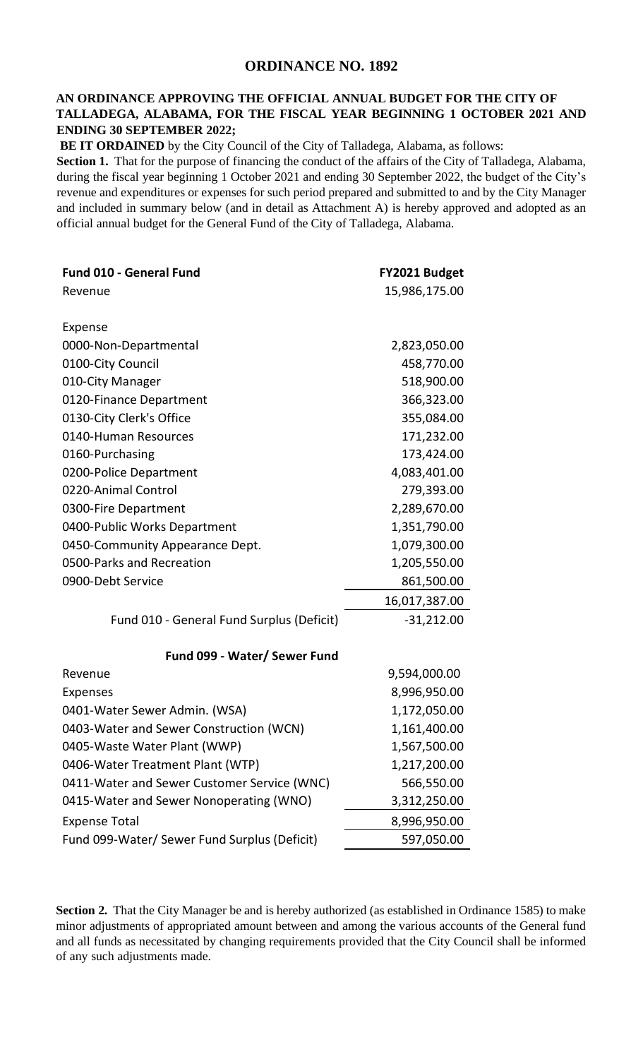# ORDINANCE NO. 1892

**AN ORDINANCE APPROVING THE OFFICIAL ANNUAL BUDGET FOR THE CITY OF TALLADEGA, ALABAMA, FOR THE FISCAL YEAR BEGINNING 1 OCTOBER 2021 AND ENDING 30 SEPTEMBER 2022;**

**BE IT ORDAINED** by the City Council of the City of Talladega, Alabama, as follows:

**Section 1.** That for the purpose of financing the conduct of the affairs of the City of Talladega, Alabama, during the fiscal year beginning 1 October 2021 and ending 30 September 2022, the budget of the City's revenue and expenditures or expenses for such period prepared and submitted to and by the City Manager and included in summary below (and in detail as Attachment A) is hereby approved and adopted as an official annual budget for the General Fund of the City of Talladega, Alabama.

| **Fund 010 - General Fund** | **FY2021 Budget** |
|---|---|
| Revenue | 15,986,175.00 |
| | |
| Expense | |
| 0000-Non-Departmental | 2,823,050.00 |
| 0100-City Council | 458,770.00 |
| 010-City Manager | 518,900.00 |
| 0120-Finance Department | 366,323.00 |
| 0130-City Clerk's Office | 355,084.00 |
| 0140-Human Resources | 171,232.00 |
| 0160-Purchasing | 173,424.00 |
| 0200-Police Department | 4,083,401.00 |
| 0220-Animal Control | 279,393.00 |
| 0300-Fire Department | 2,289,670.00 |
| 0400-Public Works Department | 1,351,790.00 |
| 0450-Community Appearance Dept. | 1,079,300.00 |
| 0500-Parks and Recreation | 1,205,550.00 |
| 0900-Debt Service | 861,500.00 |
| | 16,017,387.00 |
| Fund 010 - General Fund Surplus (Deficit) | -31,212.00 |
| | |
| **Fund 099 - Water/ Sewer Fund** | |
| Revenue | 9,594,000.00 |
| Expenses | 8,996,950.00 |
| 0401-Water Sewer Admin. (WSA) | 1,172,050.00 |
| 0403-Water and Sewer Construction (WCN) | 1,161,400.00 |
| 0405-Waste Water Plant (WWP) | 1,567,500.00 |
| 0406-Water Treatment Plant (WTP) | 1,217,200.00 |
| 0411-Water and Sewer Customer Service (WNC) | 566,550.00 |
| 0415-Water and Sewer Nonoperating (WNO) | 3,312,250.00 |
| Expense Total | 8,996,950.00 |
| Fund 099-Water/ Sewer Fund Surplus (Deficit) | 597,050.00 |

**Section 2.** That the City Manager be and is hereby authorized (as established in Ordinance 1585) to make minor adjustments of appropriated amount between and among the various accounts of the General fund and all funds as necessitated by changing requirements provided that the City Council shall be informed of any such adjustments made.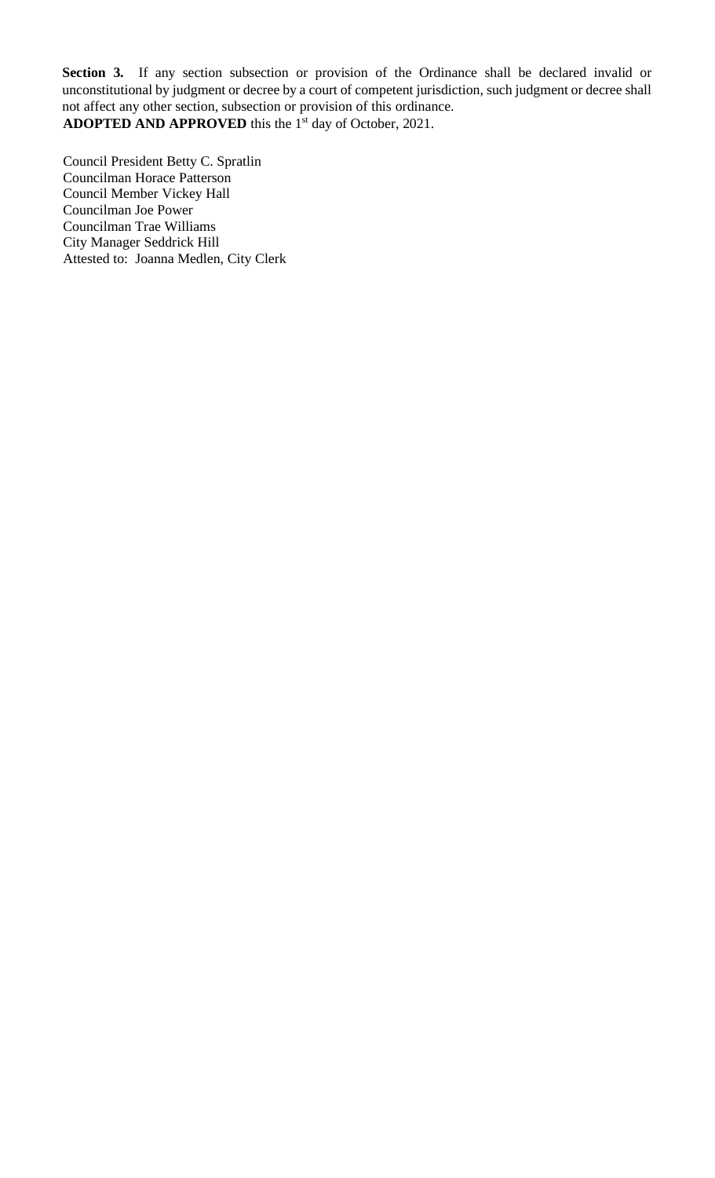**Section 3.** If any section subsection or provision of the Ordinance shall be declared invalid or unconstitutional by judgment or decree by a court of competent jurisdiction, such judgment or decree shall not affect any other section, subsection or provision of this ordinance.

**ADOPTED AND APPROVED** this the 1st day of October, 2021.

Council President Betty C. Spratlin
Councilman Horace Patterson
Council Member Vickey Hall
Councilman Joe Power
Councilman Trae Williams
City Manager Seddrick Hill
Attested to: Joanna Medlen, City Clerk